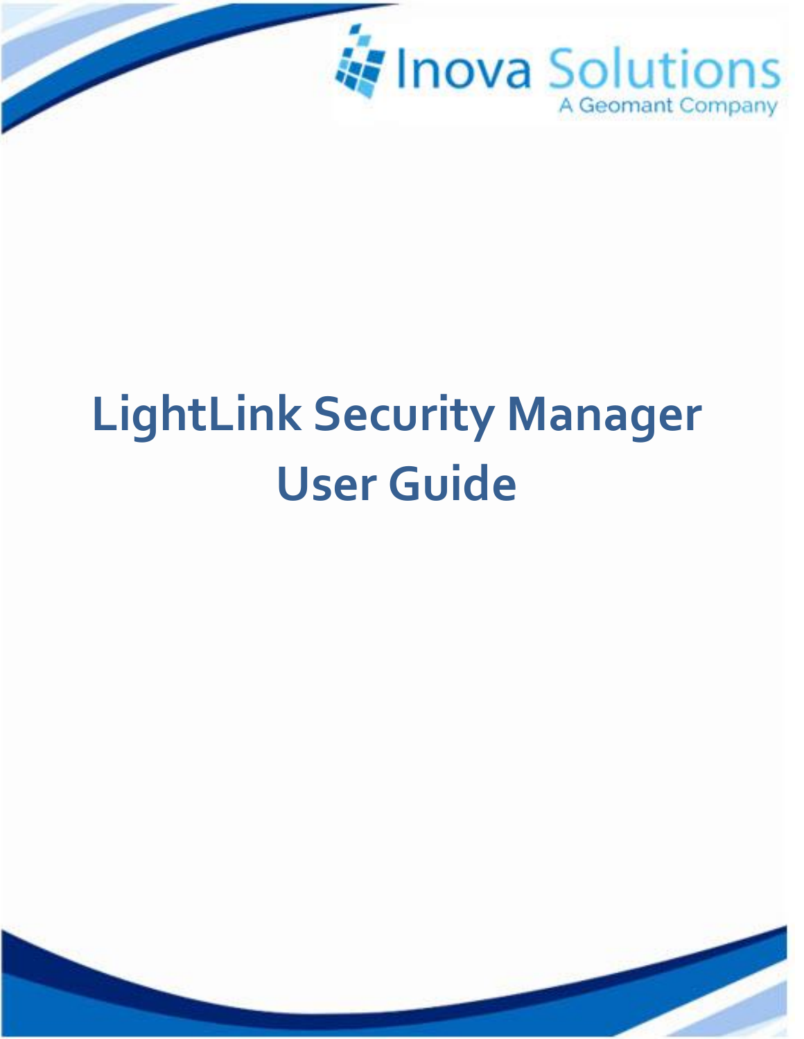Inova Solutions

A Geomant Company

# LightLink Security Manager User Guide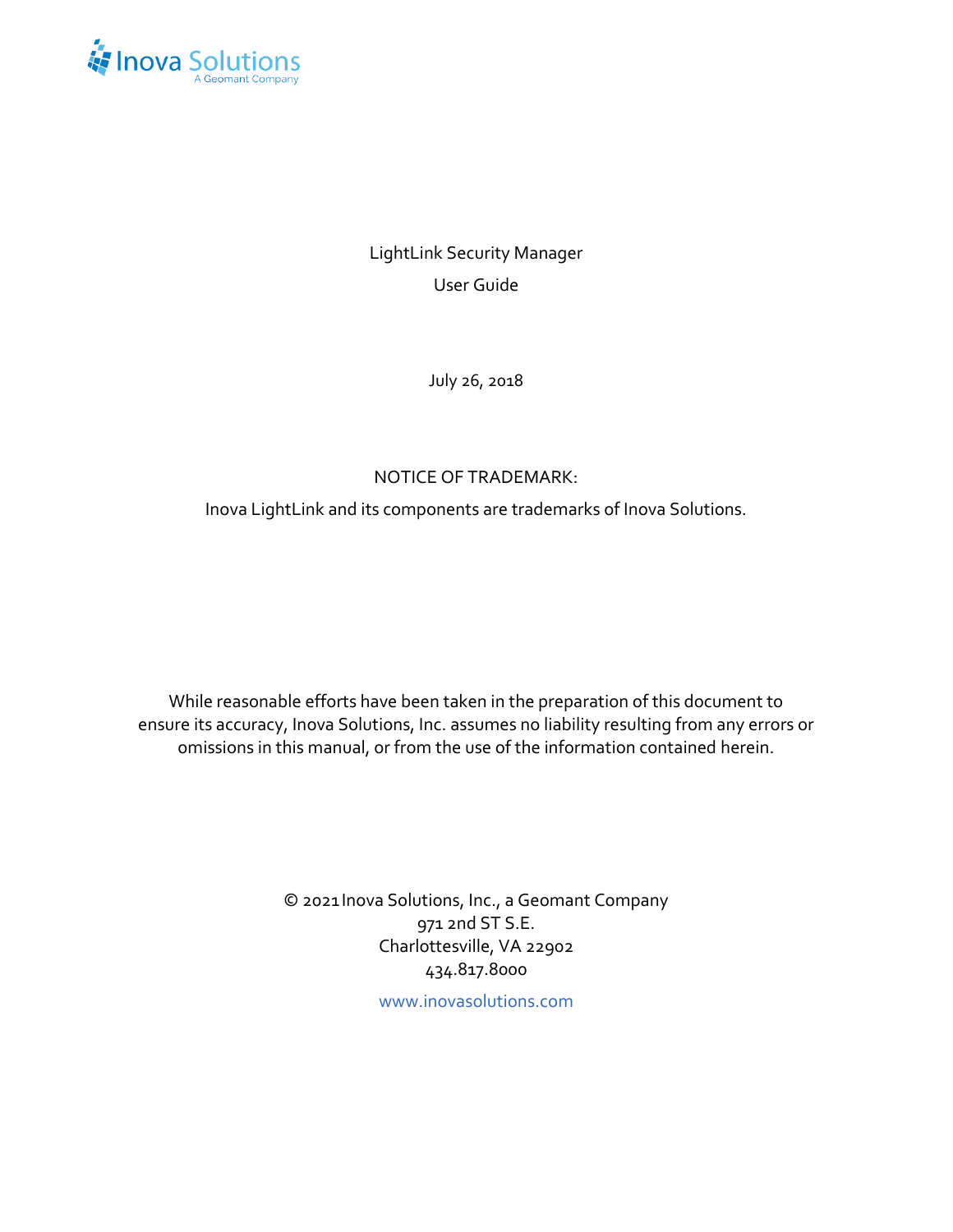LightLink Security Manager

User Guide

July 26, 2018

NOTICE OF TRADEMARK:

Inova LightLink and its components are trademarks of Inova Solutions.

While reasonable efforts have been taken in the preparation of this document to ensure its accuracy, Inova Solutions, Inc. assumes no liability resulting from any errors or omissions in this manual, or from the use of the information contained herein.

© 2021 Inova Solutions, Inc., a Geomant Company
971 2nd ST S.E.
Charlottesville, VA 22902
434.817.8000

www.inovasolutions.com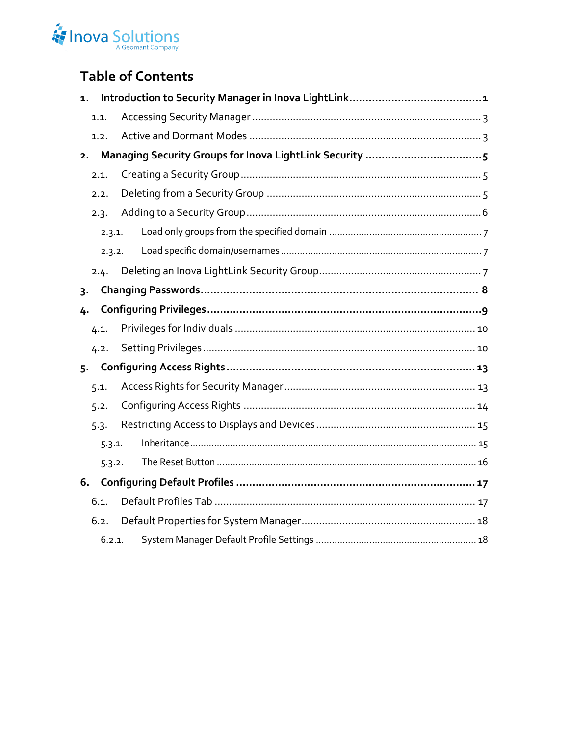# Table of Contents

**1. Introduction to Security Manager in Inova LightLink ........................................ 1**

1.1. Accessing Security Manager ........................................................................... 3

1.2. Active and Dormant Modes ............................................................................. 3

**2. Managing Security Groups for Inova LightLink Security ................................... 5**

2.1. Creating a Security Group ............................................................................... 5

2.2. Deleting from a Security Group ...................................................................... 5

2.3. Adding to a Security Group ............................................................................. 6

2.3.1. Load only groups from the specified domain ................................................ 7

2.3.2. Load specific domain/usernames ................................................................. 7

2.4. Deleting an Inova LightLink Security Group ..................................................... 7

**3. Changing Passwords ...................................................................................... 8**

**4. Configuring Privileges .................................................................................... 9**

4.1. Privileges for Individuals ............................................................................... 10

4.2. Setting Privileges .......................................................................................... 10

**5. Configuring Access Rights ............................................................................. 13**

5.1. Access Rights for Security Manager .............................................................. 13

5.2. Configuring Access Rights ............................................................................ 14

5.3. Restricting Access to Displays and Devices ................................................... 15

5.3.1. Inheritance ................................................................................................ 15

5.3.2. The Reset Button ....................................................................................... 16

**6. Configuring Default Profiles .......................................................................... 17**

6.1. Default Profiles Tab ...................................................................................... 17

6.2. Default Properties for System Manager ......................................................... 18

6.2.1. System Manager Default Profile Settings ................................................... 18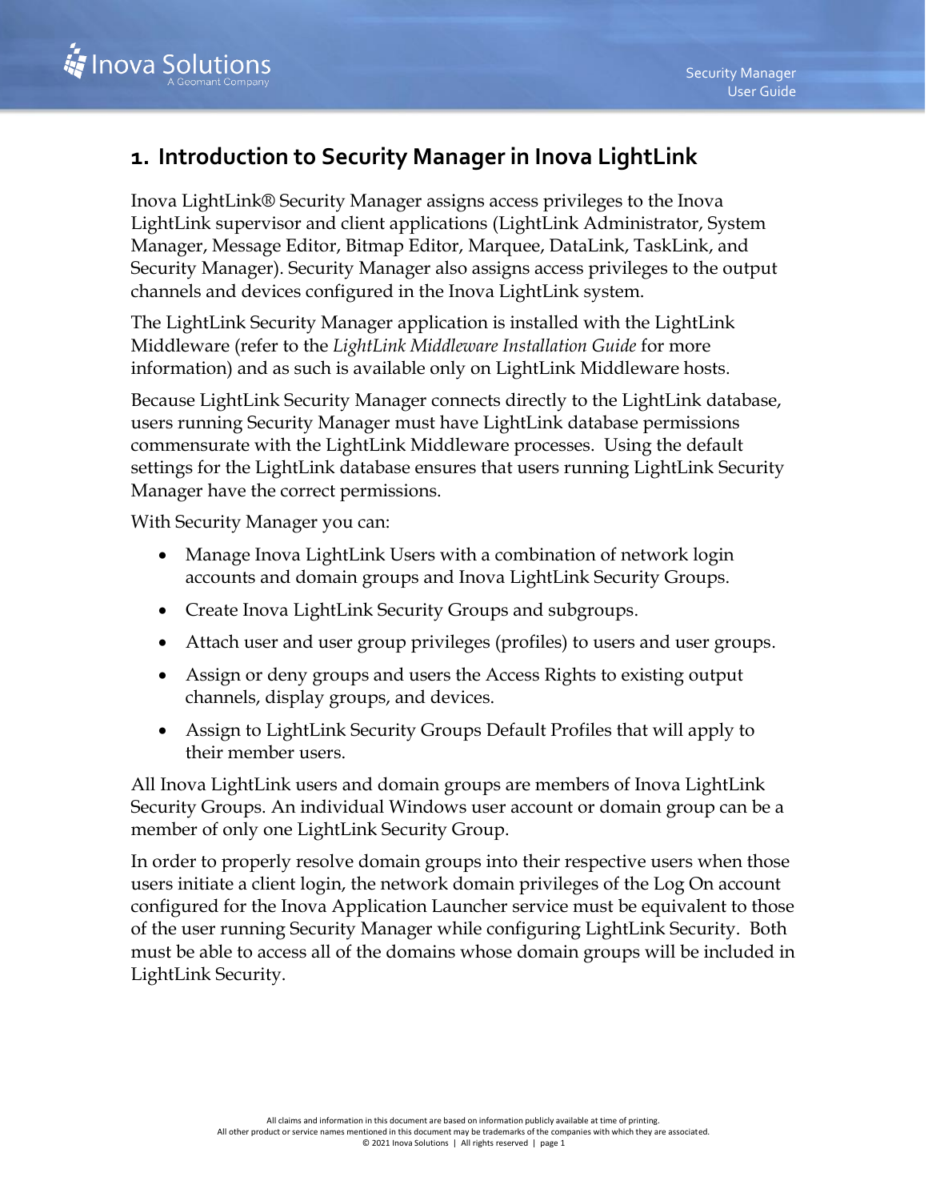# 1. Introduction to Security Manager in Inova LightLink

Inova LightLink® Security Manager assigns access privileges to the Inova LightLink supervisor and client applications (LightLink Administrator, System Manager, Message Editor, Bitmap Editor, Marquee, DataLink, TaskLink, and Security Manager). Security Manager also assigns access privileges to the output channels and devices configured in the Inova LightLink system.

The LightLink Security Manager application is installed with the LightLink Middleware (refer to the *LightLink Middleware Installation Guide* for more information) and as such is available only on LightLink Middleware hosts.

Because LightLink Security Manager connects directly to the LightLink database, users running Security Manager must have LightLink database permissions commensurate with the LightLink Middleware processes. Using the default settings for the LightLink database ensures that users running LightLink Security Manager have the correct permissions.

With Security Manager you can:

- Manage Inova LightLink Users with a combination of network login accounts and domain groups and Inova LightLink Security Groups.
- Create Inova LightLink Security Groups and subgroups.
- Attach user and user group privileges (profiles) to users and user groups.
- Assign or deny groups and users the Access Rights to existing output channels, display groups, and devices.
- Assign to LightLink Security Groups Default Profiles that will apply to their member users.

All Inova LightLink users and domain groups are members of Inova LightLink Security Groups. An individual Windows user account or domain group can be a member of only one LightLink Security Group.

In order to properly resolve domain groups into their respective users when those users initiate a client login, the network domain privileges of the Log On account configured for the Inova Application Launcher service must be equivalent to those of the user running Security Manager while configuring LightLink Security. Both must be able to access all of the domains whose domain groups will be included in LightLink Security.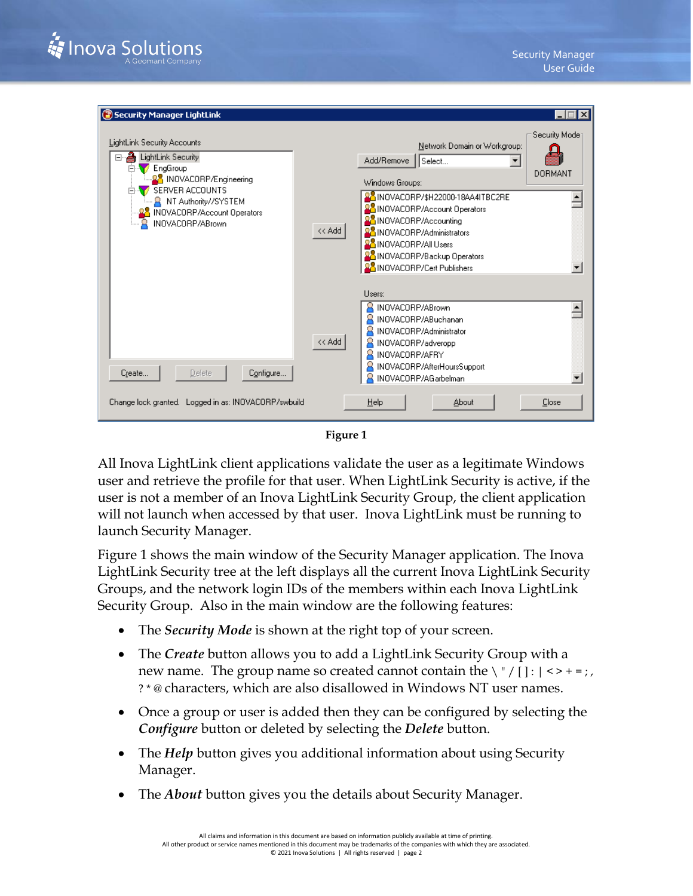Figure 1

All Inova LightLink client applications validate the user as a legitimate Windows user and retrieve the profile for that user. When LightLink Security is active, if the user is not a member of an Inova LightLink Security Group, the client application will not launch when accessed by that user. Inova LightLink must be running to launch Security Manager.

Figure 1 shows the main window of the Security Manager application. The Inova LightLink Security tree at the left displays all the current Inova LightLink Security Groups, and the network login IDs of the members within each Inova LightLink Security Group. Also in the main window are the following features:

- The ***Security Mode*** is shown at the right top of your screen.
- The ***Create*** button allows you to add a LightLink Security Group with a new name. The group name so created cannot contain the \ " / [ ] : | < > + = ; , ? * @ characters, which are also disallowed in Windows NT user names.
- Once a group or user is added then they can be configured by selecting the ***Configure*** button or deleted by selecting the ***Delete*** button.
- The ***Help*** button gives you additional information about using Security Manager.
- The ***About*** button gives you the details about Security Manager.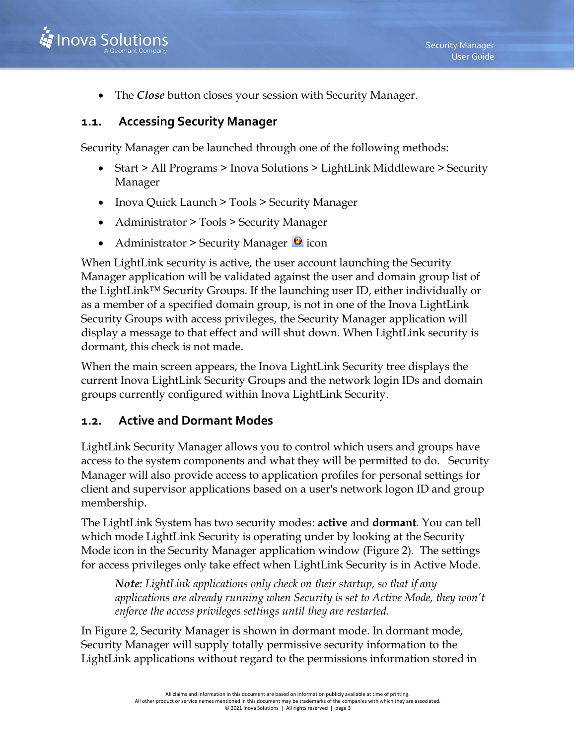- The ***Close*** button closes your session with Security Manager.

## 1.1. Accessing Security Manager

Security Manager can be launched through one of the following methods:

- Start > All Programs > Inova Solutions > LightLink Middleware > Security Manager
- Inova Quick Launch > Tools > Security Manager
- Administrator > Tools > Security Manager
- Administrator > Security Manager icon

When LightLink security is active, the user account launching the Security Manager application will be validated against the user and domain group list of the LightLink™ Security Groups. If the launching user ID, either individually or as a member of a specified domain group, is not in one of the Inova LightLink Security Groups with access privileges, the Security Manager application will display a message to that effect and will shut down. When LightLink security is dormant, this check is not made.

When the main screen appears, the Inova LightLink Security tree displays the current Inova LightLink Security Groups and the network login IDs and domain groups currently configured within Inova LightLink Security.

## 1.2. Active and Dormant Modes

LightLink Security Manager allows you to control which users and groups have access to the system components and what they will be permitted to do. Security Manager will also provide access to application profiles for personal settings for client and supervisor applications based on a user's network logon ID and group membership.

The LightLink System has two security modes: **active** and **dormant**. You can tell which mode LightLink Security is operating under by looking at the Security Mode icon in the Security Manager application window (Figure 2). The settings for access privileges only take effect when LightLink Security is in Active Mode.

> ***Note:*** *LightLink applications only check on their startup, so that if any applications are already running when Security is set to Active Mode, they won't enforce the access privileges settings until they are restarted.*

In Figure 2, Security Manager is shown in dormant mode. In dormant mode, Security Manager will supply totally permissive security information to the LightLink applications without regard to the permissions information stored in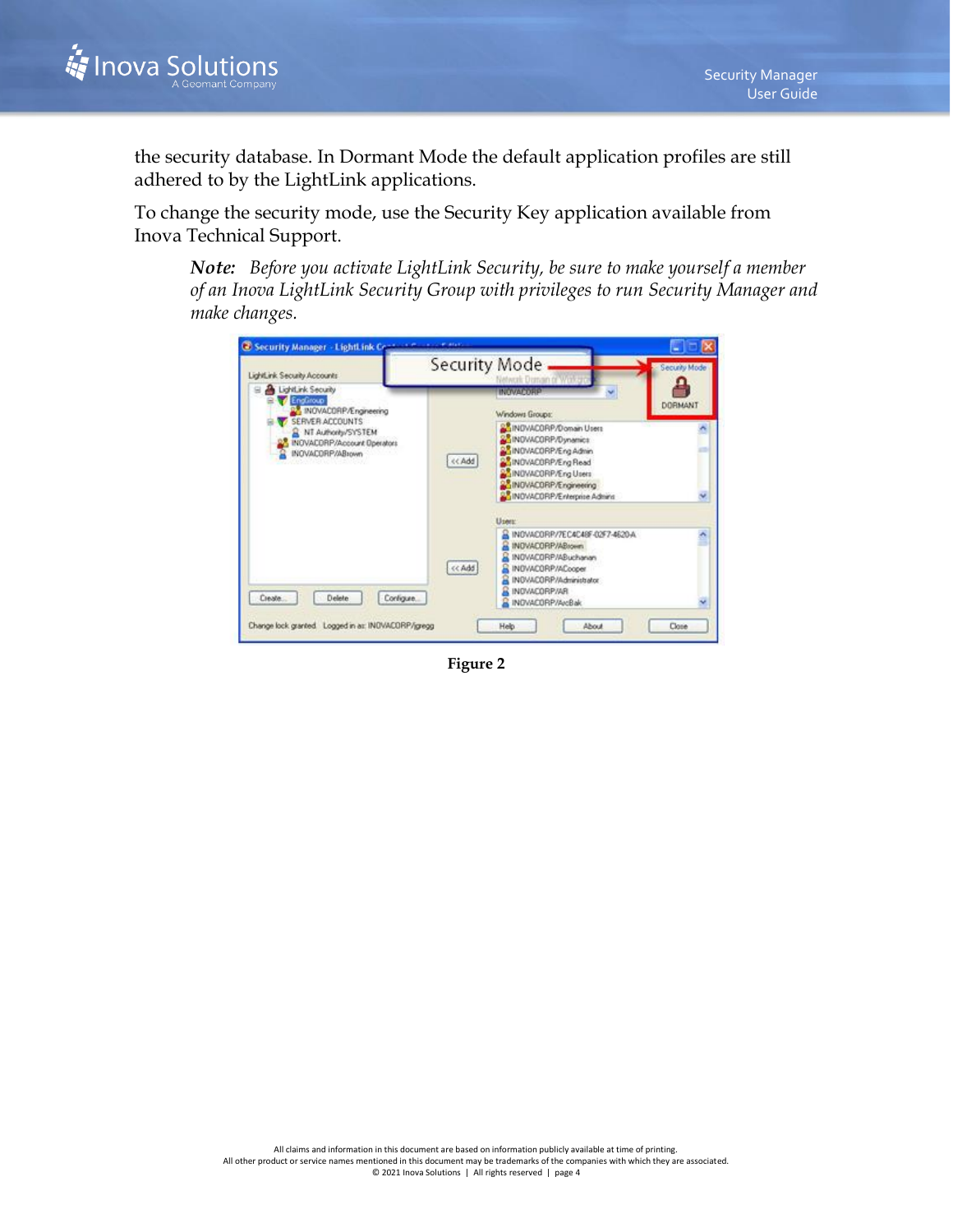the security database. In Dormant Mode the default application profiles are still adhered to by the LightLink applications.

To change the security mode, use the Security Key application available from Inova Technical Support.

> ***Note:*** *Before you activate LightLink Security, be sure to make yourself a member of an Inova LightLink Security Group with privileges to run Security Manager and make changes.*

**Figure 2**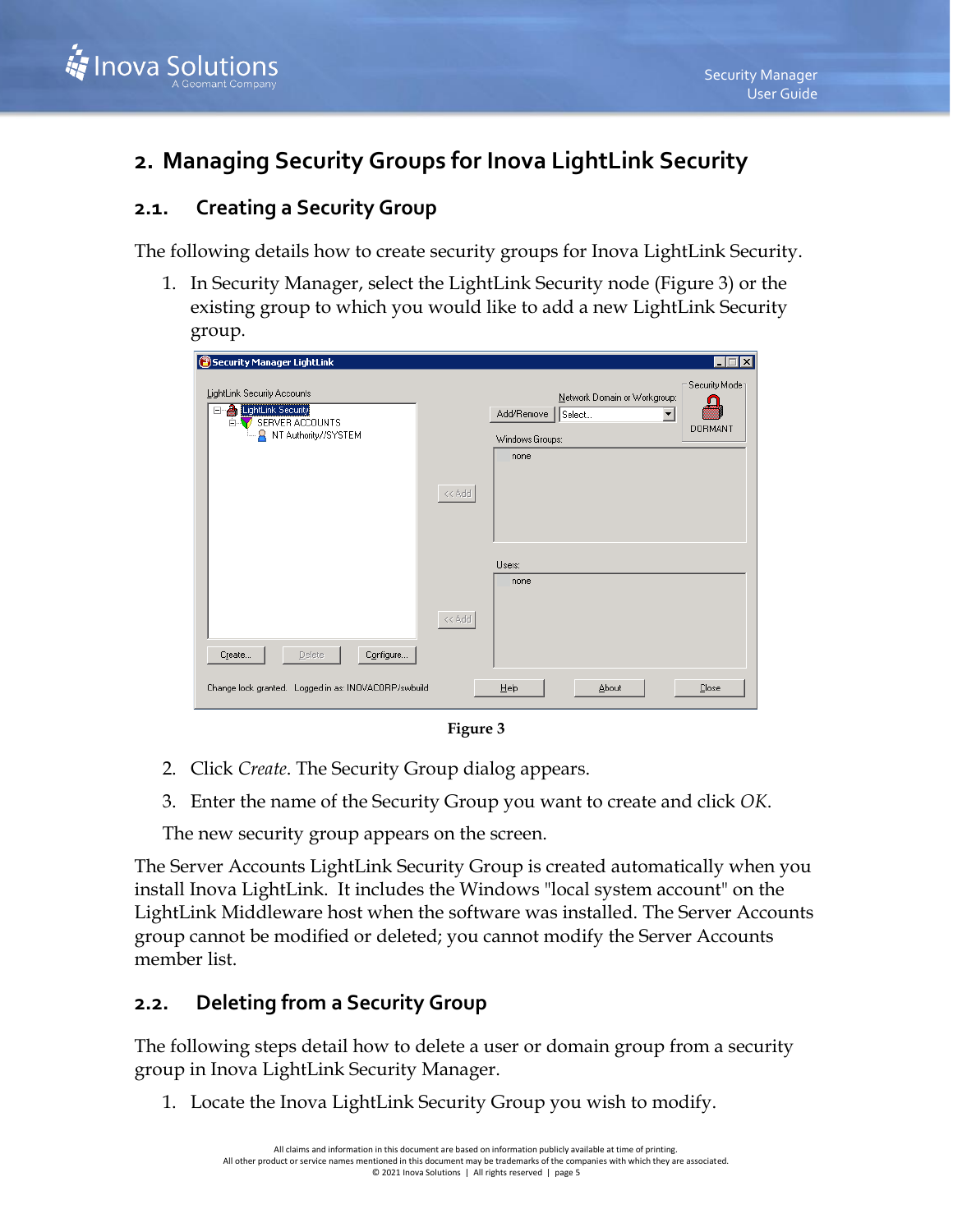## 2. Managing Security Groups for Inova LightLink Security

### 2.1. Creating a Security Group

The following details how to create security groups for Inova LightLink Security.

1. In Security Manager, select the LightLink Security node (Figure 3) or the existing group to which you would like to add a new LightLink Security group.

Figure 3

2. Click *Create*. The Security Group dialog appears.
3. Enter the name of the Security Group you want to create and click *OK*.

The new security group appears on the screen.

The Server Accounts LightLink Security Group is created automatically when you install Inova LightLink. It includes the Windows "local system account" on the LightLink Middleware host when the software was installed. The Server Accounts group cannot be modified or deleted; you cannot modify the Server Accounts member list.

### 2.2. Deleting from a Security Group

The following steps detail how to delete a user or domain group from a security group in Inova LightLink Security Manager.

1. Locate the Inova LightLink Security Group you wish to modify.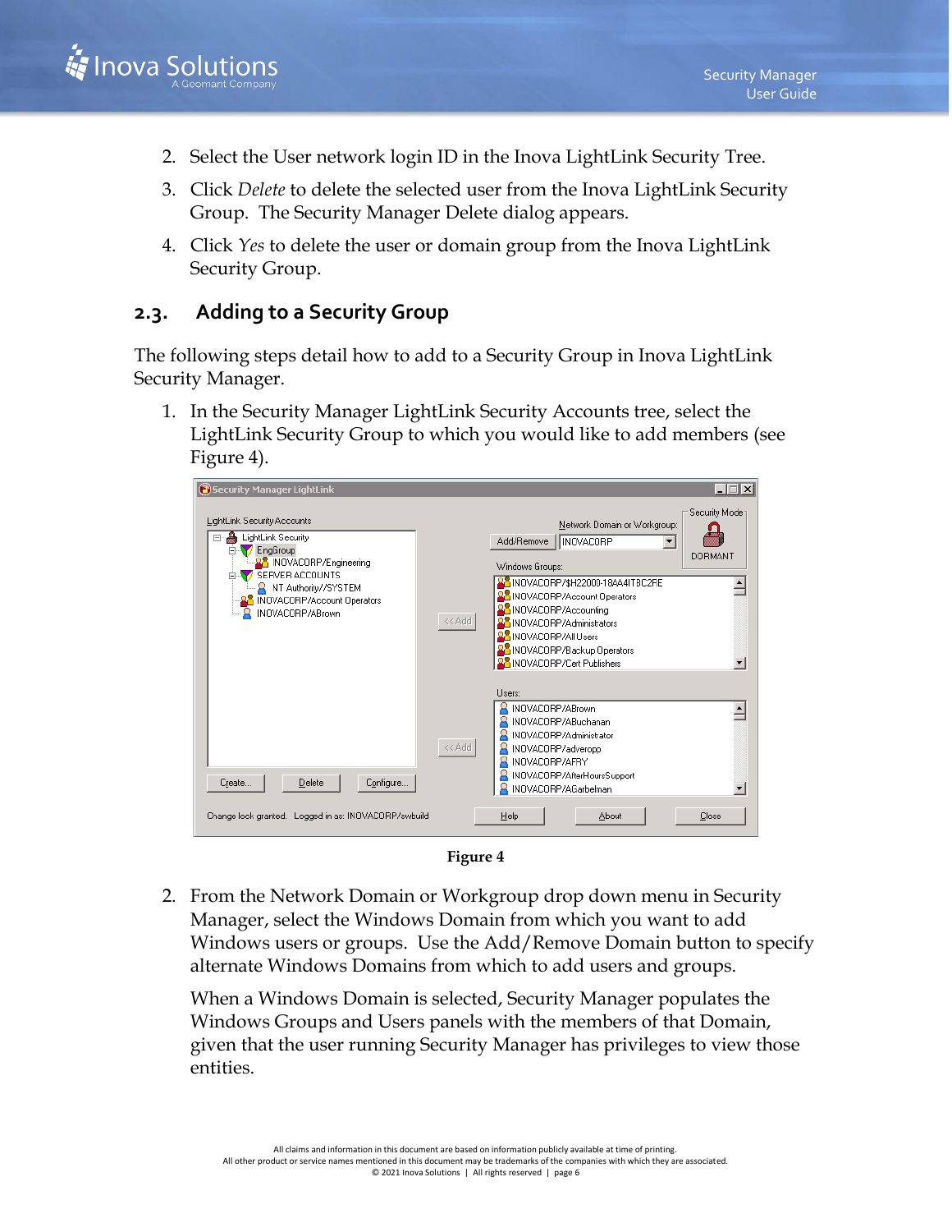2. Select the User network login ID in the Inova LightLink Security Tree.
3. Click *Delete* to delete the selected user from the Inova LightLink Security Group. The Security Manager Delete dialog appears.
4. Click *Yes* to delete the user or domain group from the Inova LightLink Security Group.

## 2.3. Adding to a Security Group

The following steps detail how to add to a Security Group in Inova LightLink Security Manager.

1. In the Security Manager LightLink Security Accounts tree, select the LightLink Security Group to which you would like to add members (see Figure 4).

**Figure 4**

2. From the Network Domain or Workgroup drop down menu in Security Manager, select the Windows Domain from which you want to add Windows users or groups. Use the Add/Remove Domain button to specify alternate Windows Domains from which to add users and groups.

   When a Windows Domain is selected, Security Manager populates the Windows Groups and Users panels with the members of that Domain, given that the user running Security Manager has privileges to view those entities.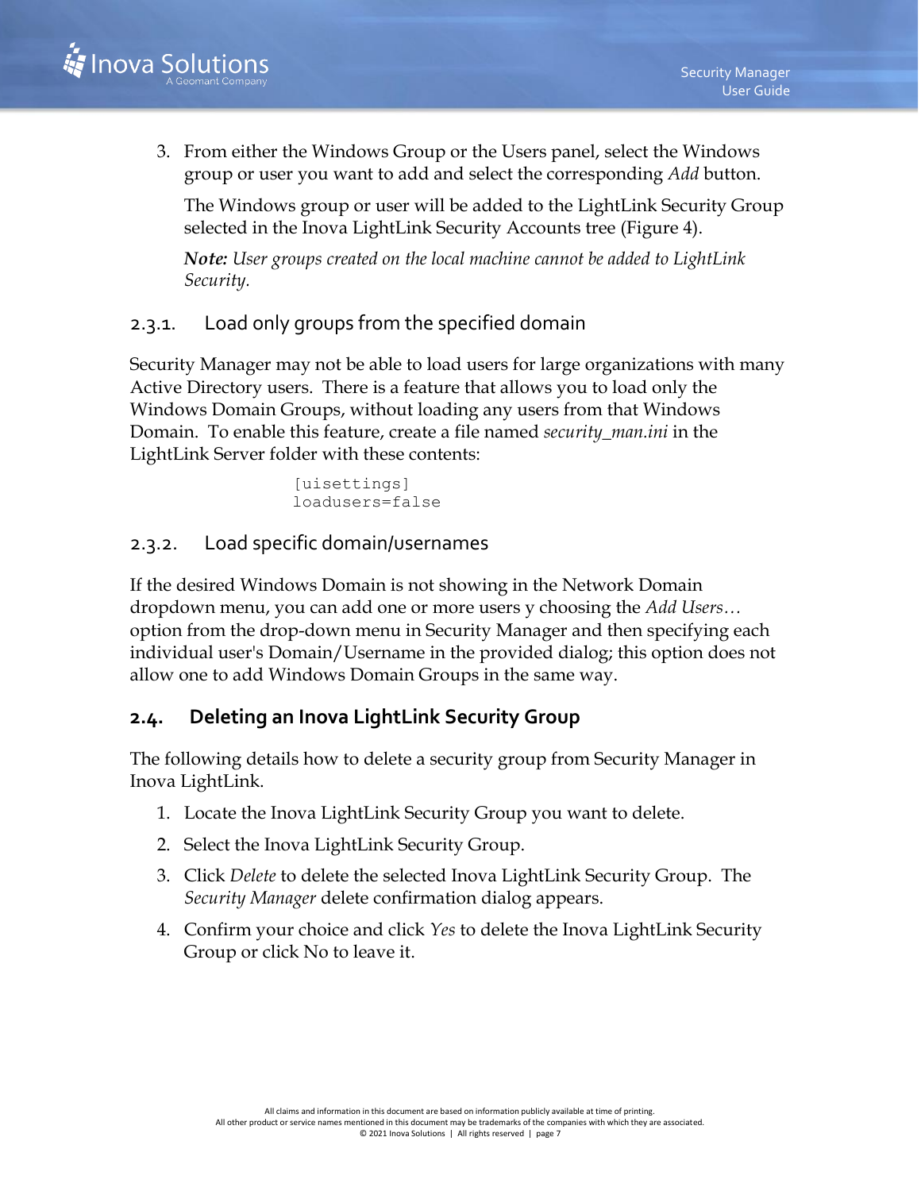3. From either the Windows Group or the Users panel, select the Windows group or user you want to add and select the corresponding *Add* button.

   The Windows group or user will be added to the LightLink Security Group selected in the Inova LightLink Security Accounts tree (Figure 4).

   ***Note:*** *User groups created on the local machine cannot be added to LightLink Security.*

### 2.3.1. Load only groups from the specified domain

Security Manager may not be able to load users for large organizations with many Active Directory users. There is a feature that allows you to load only the Windows Domain Groups, without loading any users from that Windows Domain. To enable this feature, create a file named *security_man.ini* in the LightLink Server folder with these contents:

```
[uisettings]
loadusers=false
```

### 2.3.2. Load specific domain/usernames

If the desired Windows Domain is not showing in the Network Domain dropdown menu, you can add one or more users y choosing the *Add Users…* option from the drop-down menu in Security Manager and then specifying each individual user's Domain/Username in the provided dialog; this option does not allow one to add Windows Domain Groups in the same way.

## 2.4. Deleting an Inova LightLink Security Group

The following details how to delete a security group from Security Manager in Inova LightLink.

1. Locate the Inova LightLink Security Group you want to delete.
2. Select the Inova LightLink Security Group.
3. Click *Delete* to delete the selected Inova LightLink Security Group. The *Security Manager* delete confirmation dialog appears.
4. Confirm your choice and click *Yes* to delete the Inova LightLink Security Group or click No to leave it.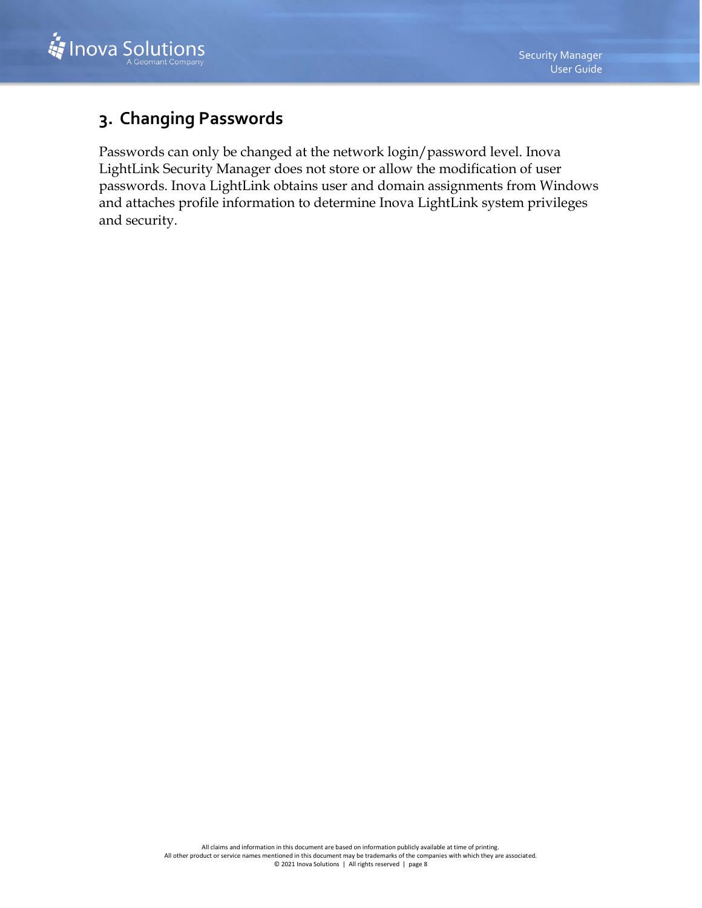# 3. Changing Passwords

Passwords can only be changed at the network login/password level. Inova LightLink Security Manager does not store or allow the modification of user passwords. Inova LightLink obtains user and domain assignments from Windows and attaches profile information to determine Inova LightLink system privileges and security.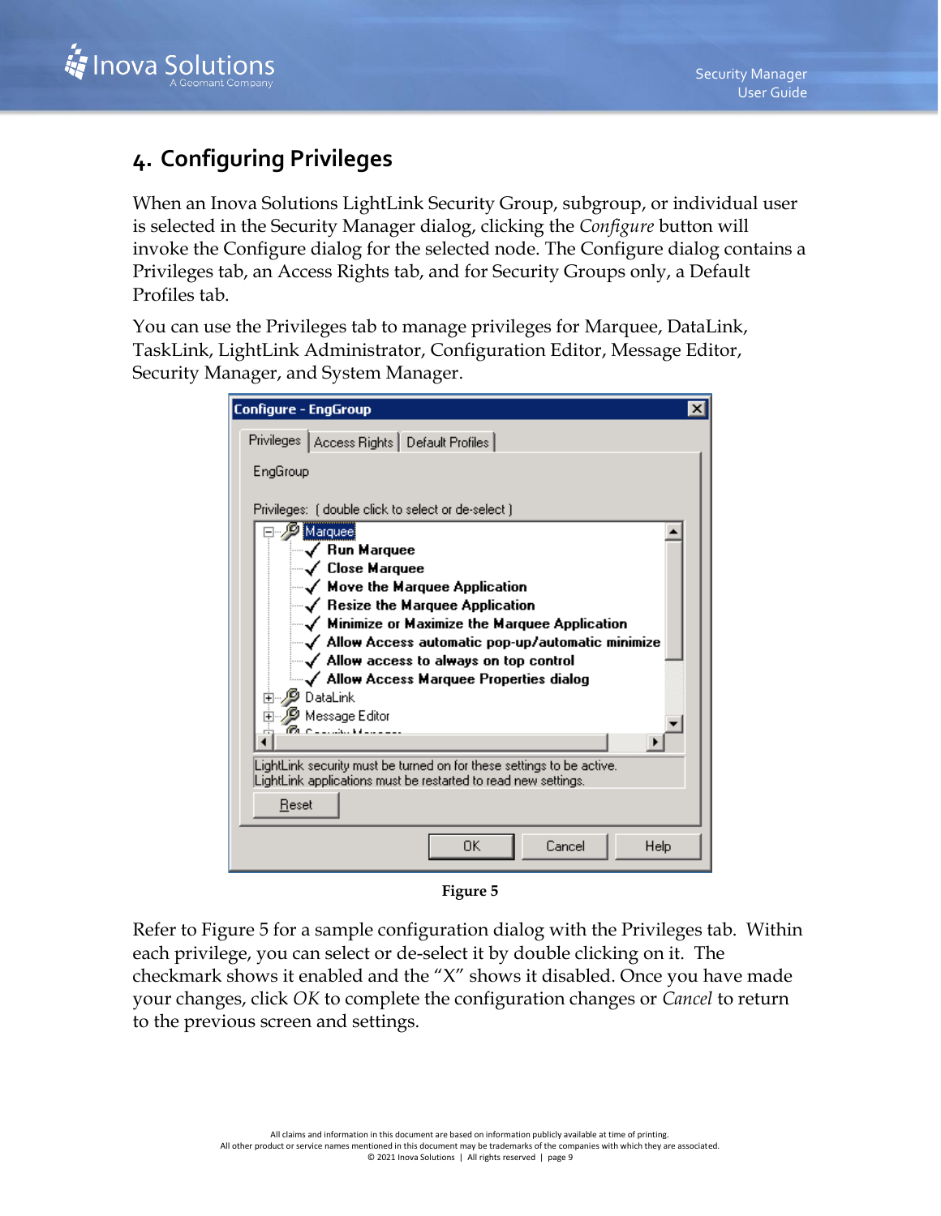# 4. Configuring Privileges

When an Inova Solutions LightLink Security Group, subgroup, or individual user is selected in the Security Manager dialog, clicking the *Configure* button will invoke the Configure dialog for the selected node. The Configure dialog contains a Privileges tab, an Access Rights tab, and for Security Groups only, a Default Profiles tab.

You can use the Privileges tab to manage privileges for Marquee, DataLink, TaskLink, LightLink Administrator, Configuration Editor, Message Editor, Security Manager, and System Manager.

**Figure 5**

Refer to Figure 5 for a sample configuration dialog with the Privileges tab. Within each privilege, you can select or de-select it by double clicking on it. The checkmark shows it enabled and the "X" shows it disabled. Once you have made your changes, click *OK* to complete the configuration changes or *Cancel* to return to the previous screen and settings.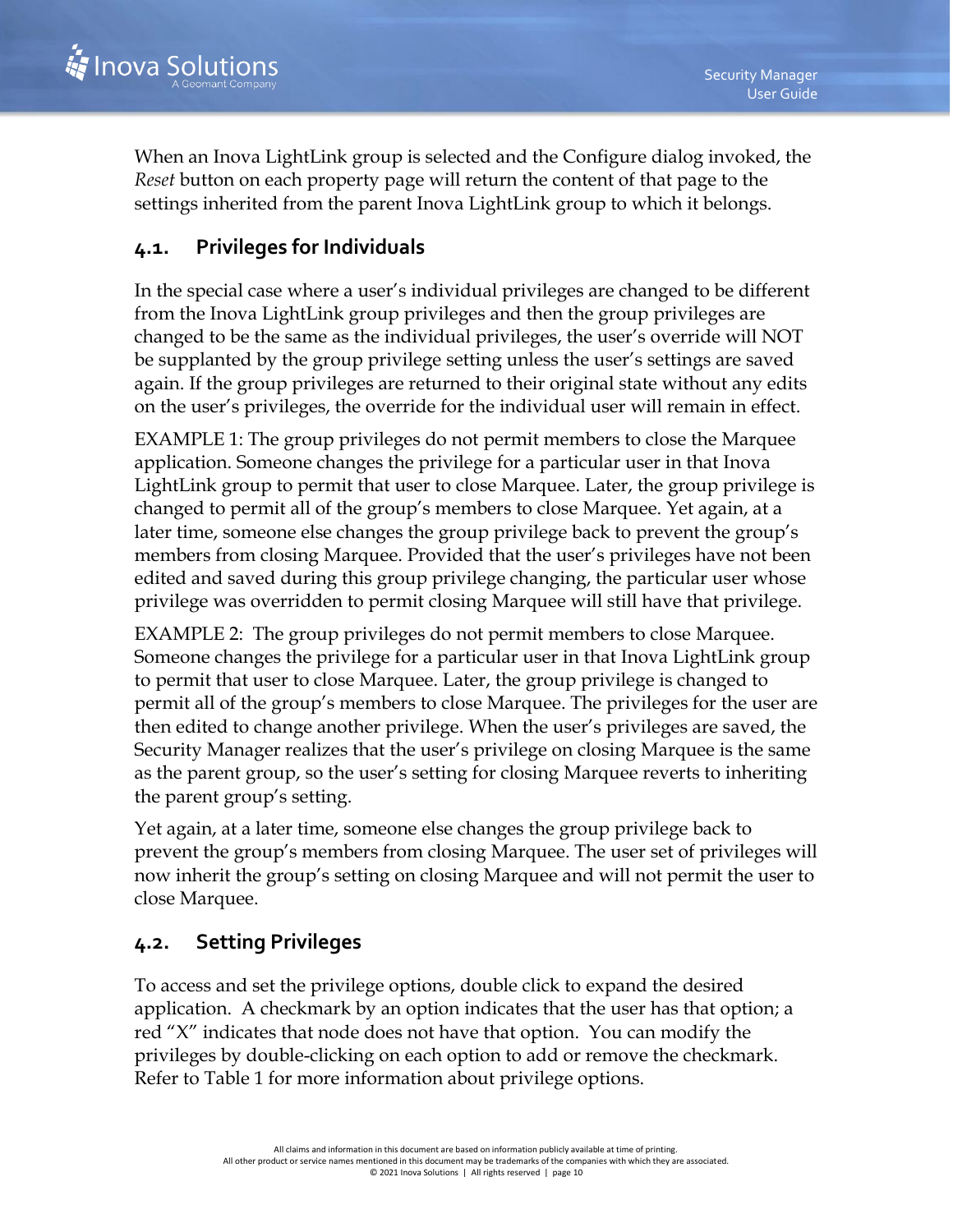When an Inova LightLink group is selected and the Configure dialog invoked, the *Reset* button on each property page will return the content of that page to the settings inherited from the parent Inova LightLink group to which it belongs.

## 4.1. Privileges for Individuals

In the special case where a user's individual privileges are changed to be different from the Inova LightLink group privileges and then the group privileges are changed to be the same as the individual privileges, the user's override will NOT be supplanted by the group privilege setting unless the user's settings are saved again. If the group privileges are returned to their original state without any edits on the user's privileges, the override for the individual user will remain in effect.

EXAMPLE 1: The group privileges do not permit members to close the Marquee application. Someone changes the privilege for a particular user in that Inova LightLink group to permit that user to close Marquee. Later, the group privilege is changed to permit all of the group's members to close Marquee. Yet again, at a later time, someone else changes the group privilege back to prevent the group's members from closing Marquee. Provided that the user's privileges have not been edited and saved during this group privilege changing, the particular user whose privilege was overridden to permit closing Marquee will still have that privilege.

EXAMPLE 2: The group privileges do not permit members to close Marquee. Someone changes the privilege for a particular user in that Inova LightLink group to permit that user to close Marquee. Later, the group privilege is changed to permit all of the group's members to close Marquee. The privileges for the user are then edited to change another privilege. When the user's privileges are saved, the Security Manager realizes that the user's privilege on closing Marquee is the same as the parent group, so the user's setting for closing Marquee reverts to inheriting the parent group's setting.

Yet again, at a later time, someone else changes the group privilege back to prevent the group's members from closing Marquee. The user set of privileges will now inherit the group's setting on closing Marquee and will not permit the user to close Marquee.

## 4.2. Setting Privileges

To access and set the privilege options, double click to expand the desired application. A checkmark by an option indicates that the user has that option; a red "X" indicates that node does not have that option. You can modify the privileges by double-clicking on each option to add or remove the checkmark. Refer to Table 1 for more information about privilege options.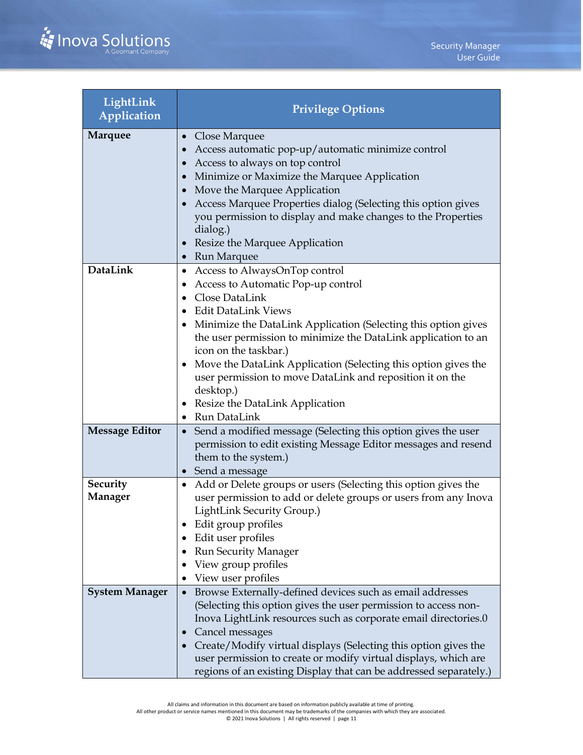| LightLink Application | Privilege Options |
|---|---|
| **Marquee** | • Close Marquee<br>• Access automatic pop-up/automatic minimize control<br>• Access to always on top control<br>• Minimize or Maximize the Marquee Application<br>• Move the Marquee Application<br>• Access Marquee Properties dialog (Selecting this option gives you permission to display and make changes to the Properties dialog.)<br>• Resize the Marquee Application<br>• Run Marquee |
| **DataLink** | • Access to AlwaysOnTop control<br>• Access to Automatic Pop-up control<br>• Close DataLink<br>• Edit DataLink Views<br>• Minimize the DataLink Application (Selecting this option gives the user permission to minimize the DataLink application to an icon on the taskbar.)<br>• Move the DataLink Application (Selecting this option gives the user permission to move DataLink and reposition it on the desktop.)<br>• Resize the DataLink Application<br>• Run DataLink |
| **Message Editor** | • Send a modified message (Selecting this option gives the user permission to edit existing Message Editor messages and resend them to the system.)<br>• Send a message |
| **Security Manager** | • Add or Delete groups or users (Selecting this option gives the user permission to add or delete groups or users from any Inova LightLink Security Group.)<br>• Edit group profiles<br>• Edit user profiles<br>• Run Security Manager<br>• View group profiles<br>• View user profiles |
| **System Manager** | • Browse Externally-defined devices such as email addresses (Selecting this option gives the user permission to access non-Inova LightLink resources such as corporate email directories.0<br>• Cancel messages<br>• Create/Modify virtual displays (Selecting this option gives the user permission to create or modify virtual displays, which are regions of an existing Display that can be addressed separately.) |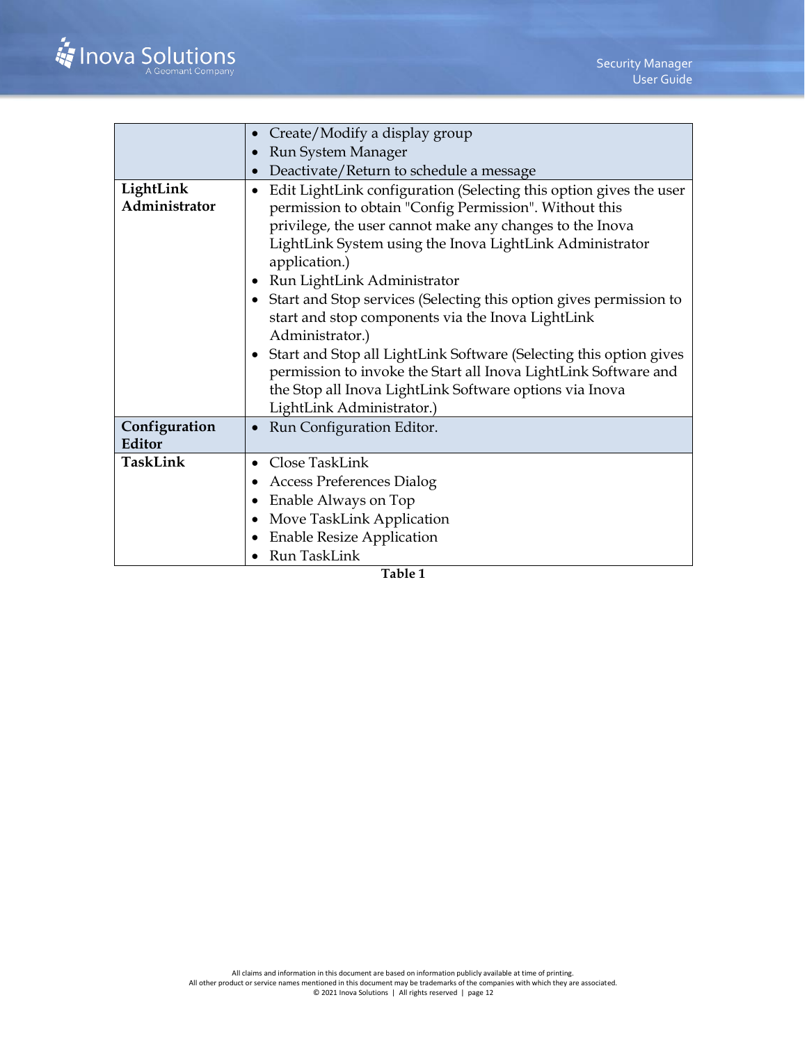| | |
|---|---|
| | • Create/Modify a display group<br>• Run System Manager<br>• Deactivate/Return to schedule a message |
| **LightLink Administrator** | • Edit LightLink configuration (Selecting this option gives the user permission to obtain "Config Permission". Without this privilege, the user cannot make any changes to the Inova LightLink System using the Inova LightLink Administrator application.)<br>• Run LightLink Administrator<br>• Start and Stop services (Selecting this option gives permission to start and stop components via the Inova LightLink Administrator.)<br>• Start and Stop all LightLink Software (Selecting this option gives permission to invoke the Start all Inova LightLink Software and the Stop all Inova LightLink Software options via Inova LightLink Administrator.) |
| **Configuration Editor** | • Run Configuration Editor. |
| **TaskLink** | • Close TaskLink<br>• Access Preferences Dialog<br>• Enable Always on Top<br>• Move TaskLink Application<br>• Enable Resize Application<br>• Run TaskLink |

**Table 1**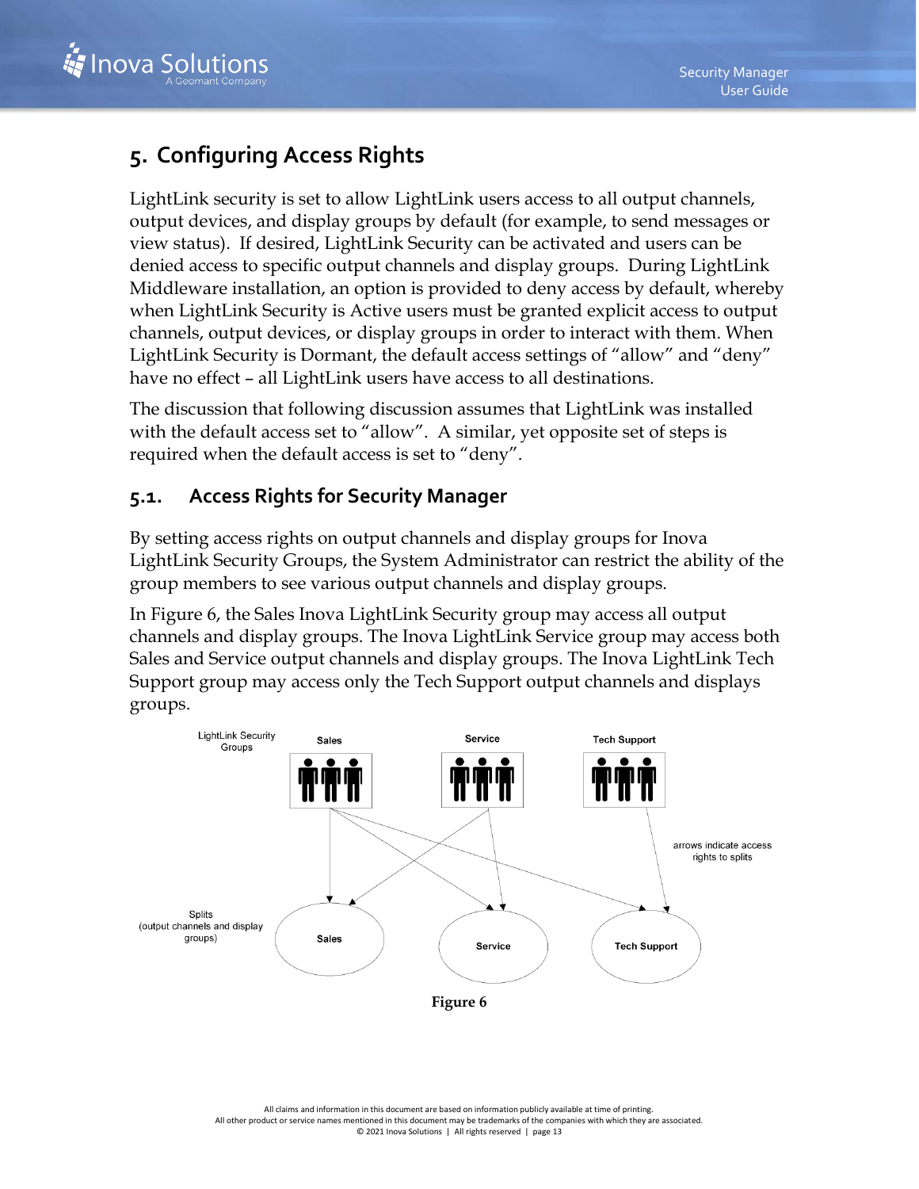## 5. Configuring Access Rights

LightLink security is set to allow LightLink users access to all output channels, output devices, and display groups by default (for example, to send messages or view status). If desired, LightLink Security can be activated and users can be denied access to specific output channels and display groups. During LightLink Middleware installation, an option is provided to deny access by default, whereby when LightLink Security is Active users must be granted explicit access to output channels, output devices, or display groups in order to interact with them. When LightLink Security is Dormant, the default access settings of “allow” and “deny” have no effect – all LightLink users have access to all destinations.

The discussion that following discussion assumes that LightLink was installed with the default access set to “allow”. A similar, yet opposite set of steps is required when the default access is set to “deny”.

### 5.1. Access Rights for Security Manager

By setting access rights on output channels and display groups for Inova LightLink Security Groups, the System Administrator can restrict the ability of the group members to see various output channels and display groups.

In Figure 6, the Sales Inova LightLink Security group may access all output channels and display groups. The Inova LightLink Service group may access both Sales and Service output channels and display groups. The Inova LightLink Tech Support group may access only the Tech Support output channels and displays groups.

LightLink Security Groups: Sales, Service, Tech Support

Splits (output channels and display groups): Sales, Service, Tech Support

arrows indicate access rights to splits

**Figure 6**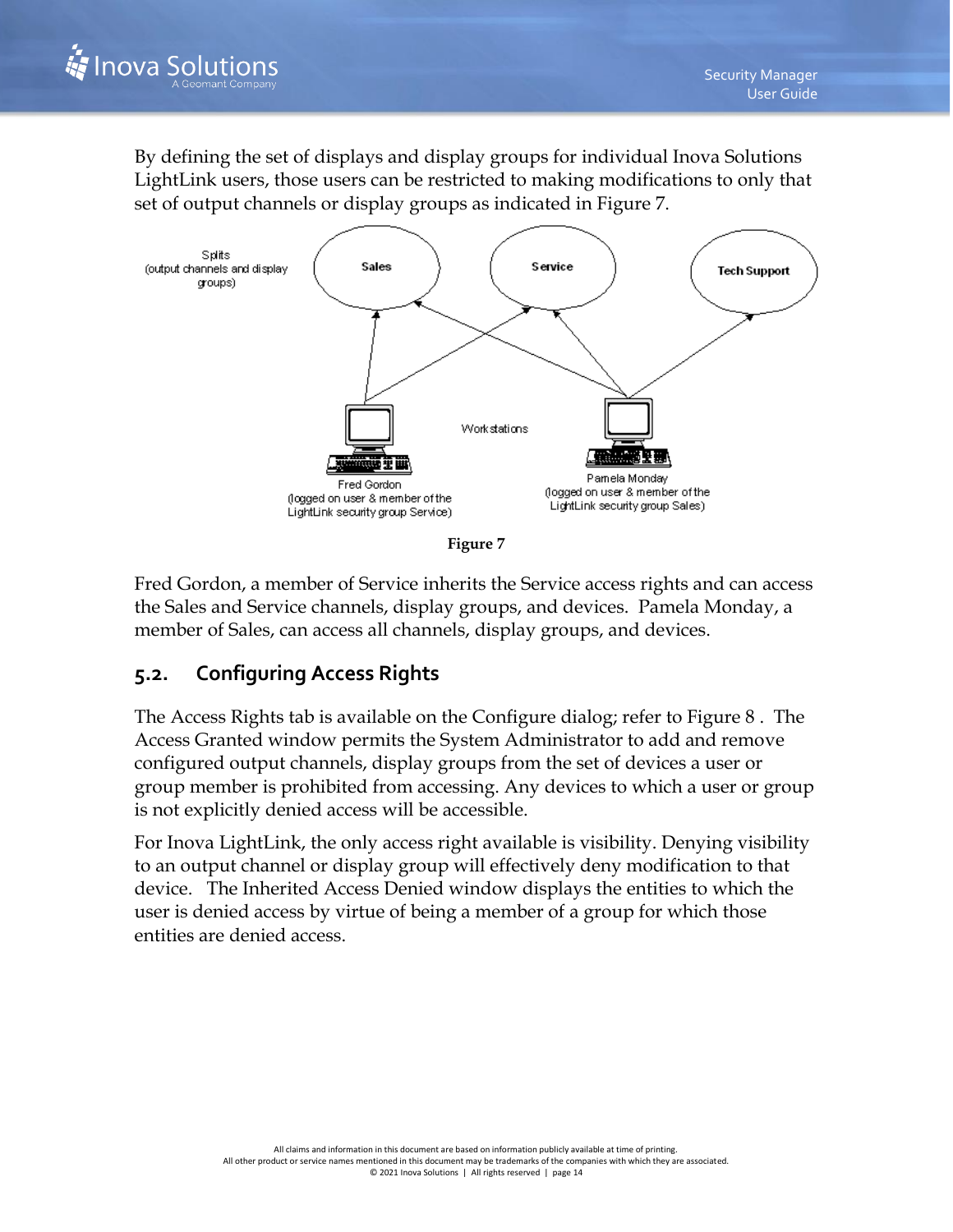By defining the set of displays and display groups for individual Inova Solutions LightLink users, those users can be restricted to making modifications to only that set of output channels or display groups as indicated in Figure 7.

Splits (output channels and display groups)

Sales

Service

Tech Support

Workstations

Fred Gordon (logged on user & member of the LightLink security group Service)

Pamela Monday (logged on user & member of the LightLink security group Sales)

**Figure 7**

Fred Gordon, a member of Service inherits the Service access rights and can access the Sales and Service channels, display groups, and devices. Pamela Monday, a member of Sales, can access all channels, display groups, and devices.

## 5.2. Configuring Access Rights

The Access Rights tab is available on the Configure dialog; refer to Figure 8 . The Access Granted window permits the System Administrator to add and remove configured output channels, display groups from the set of devices a user or group member is prohibited from accessing. Any devices to which a user or group is not explicitly denied access will be accessible.

For Inova LightLink, the only access right available is visibility. Denying visibility to an output channel or display group will effectively deny modification to that device. The Inherited Access Denied window displays the entities to which the user is denied access by virtue of being a member of a group for which those entities are denied access.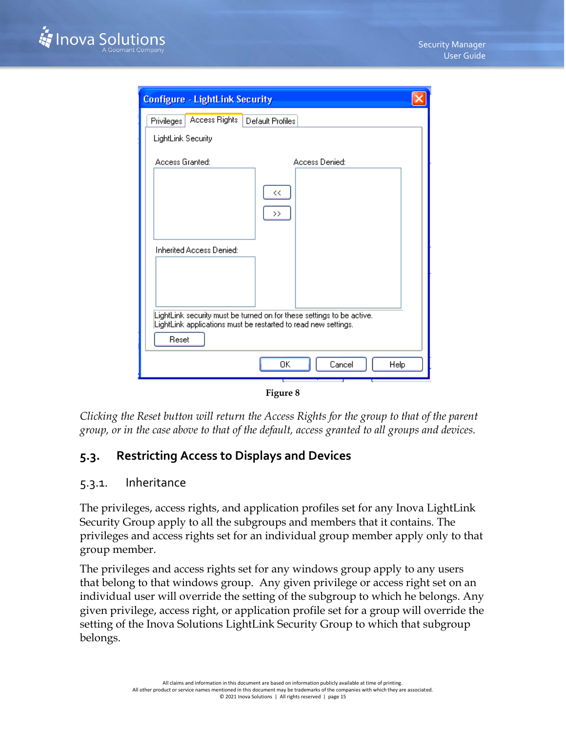Figure 8

*Clicking the Reset button will return the Access Rights for the group to that of the parent group, or in the case above to that of the default, access granted to all groups and devices.*

## 5.3. Restricting Access to Displays and Devices

### 5.3.1. Inheritance

The privileges, access rights, and application profiles set for any Inova LightLink Security Group apply to all the subgroups and members that it contains. The privileges and access rights set for an individual group member apply only to that group member.

The privileges and access rights set for any windows group apply to any users that belong to that windows group. Any given privilege or access right set on an individual user will override the setting of the subgroup to which he belongs. Any given privilege, access right, or application profile set for a group will override the setting of the Inova Solutions LightLink Security Group to which that subgroup belongs.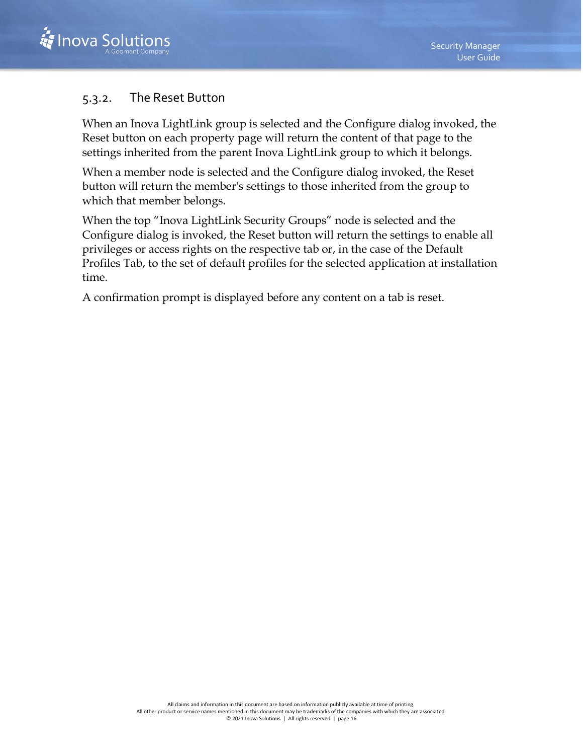### 5.3.2. The Reset Button

When an Inova LightLink group is selected and the Configure dialog invoked, the Reset button on each property page will return the content of that page to the settings inherited from the parent Inova LightLink group to which it belongs.

When a member node is selected and the Configure dialog invoked, the Reset button will return the member's settings to those inherited from the group to which that member belongs.

When the top “Inova LightLink Security Groups” node is selected and the Configure dialog is invoked, the Reset button will return the settings to enable all privileges or access rights on the respective tab or, in the case of the Default Profiles Tab, to the set of default profiles for the selected application at installation time.

A confirmation prompt is displayed before any content on a tab is reset.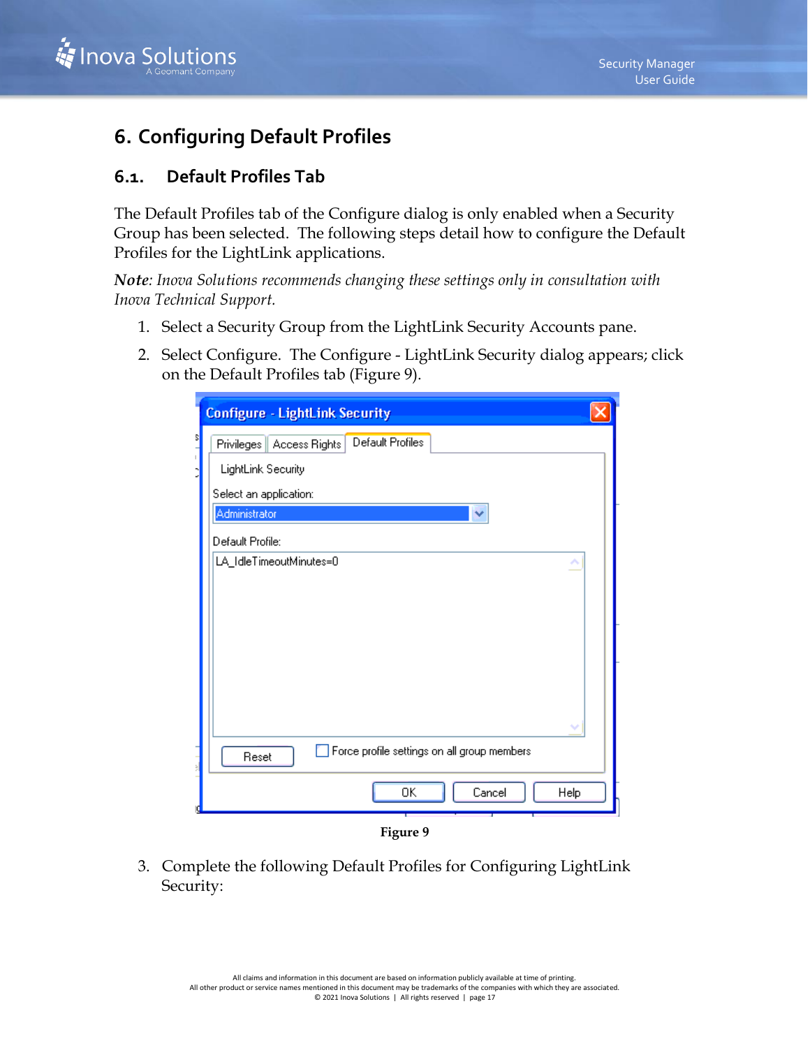# 6. Configuring Default Profiles

## 6.1. Default Profiles Tab

The Default Profiles tab of the Configure dialog is only enabled when a Security Group has been selected. The following steps detail how to configure the Default Profiles for the LightLink applications.

***Note***: *Inova Solutions recommends changing these settings only in consultation with Inova Technical Support.*

1. Select a Security Group from the LightLink Security Accounts pane.
2. Select Configure. The Configure - LightLink Security dialog appears; click on the Default Profiles tab (Figure 9).

**Figure 9**

3. Complete the following Default Profiles for Configuring LightLink Security: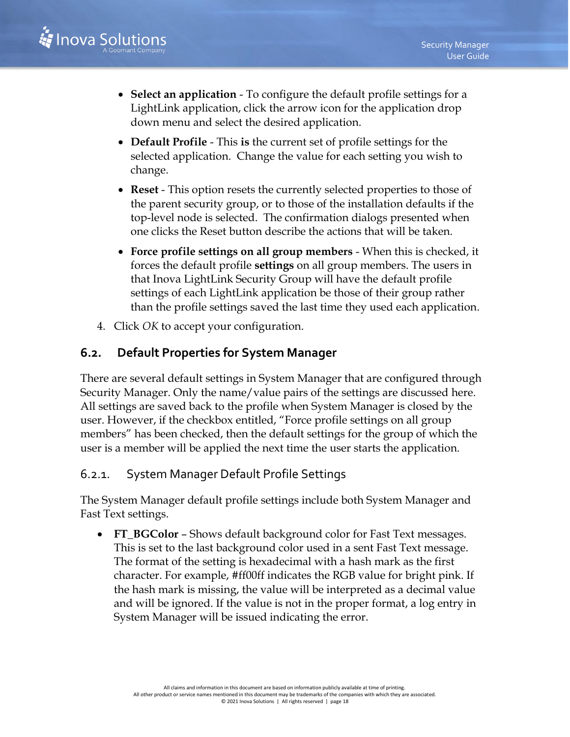- **Select an application** - To configure the default profile settings for a LightLink application, click the arrow icon for the application drop down menu and select the desired application.
- **Default Profile** - This **is** the current set of profile settings for the selected application. Change the value for each setting you wish to change.
- **Reset** - This option resets the currently selected properties to those of the parent security group, or to those of the installation defaults if the top-level node is selected. The confirmation dialogs presented when one clicks the Reset button describe the actions that will be taken.
- **Force profile settings on all group members** - When this is checked, it forces the default profile **settings** on all group members. The users in that Inova LightLink Security Group will have the default profile settings of each LightLink application be those of their group rather than the profile settings saved the last time they used each application.

4. Click *OK* to accept your configuration.

## 6.2. Default Properties for System Manager

There are several default settings in System Manager that are configured through Security Manager. Only the name/value pairs of the settings are discussed here. All settings are saved back to the profile when System Manager is closed by the user. However, if the checkbox entitled, "Force profile settings on all group members" has been checked, then the default settings for the group of which the user is a member will be applied the next time the user starts the application.

### 6.2.1. System Manager Default Profile Settings

The System Manager default profile settings include both System Manager and Fast Text settings.

- **FT_BGColor** – Shows default background color for Fast Text messages. This is set to the last background color used in a sent Fast Text message. The format of the setting is hexadecimal with a hash mark as the first character. For example, #ff00ff indicates the RGB value for bright pink. If the hash mark is missing, the value will be interpreted as a decimal value and will be ignored. If the value is not in the proper format, a log entry in System Manager will be issued indicating the error.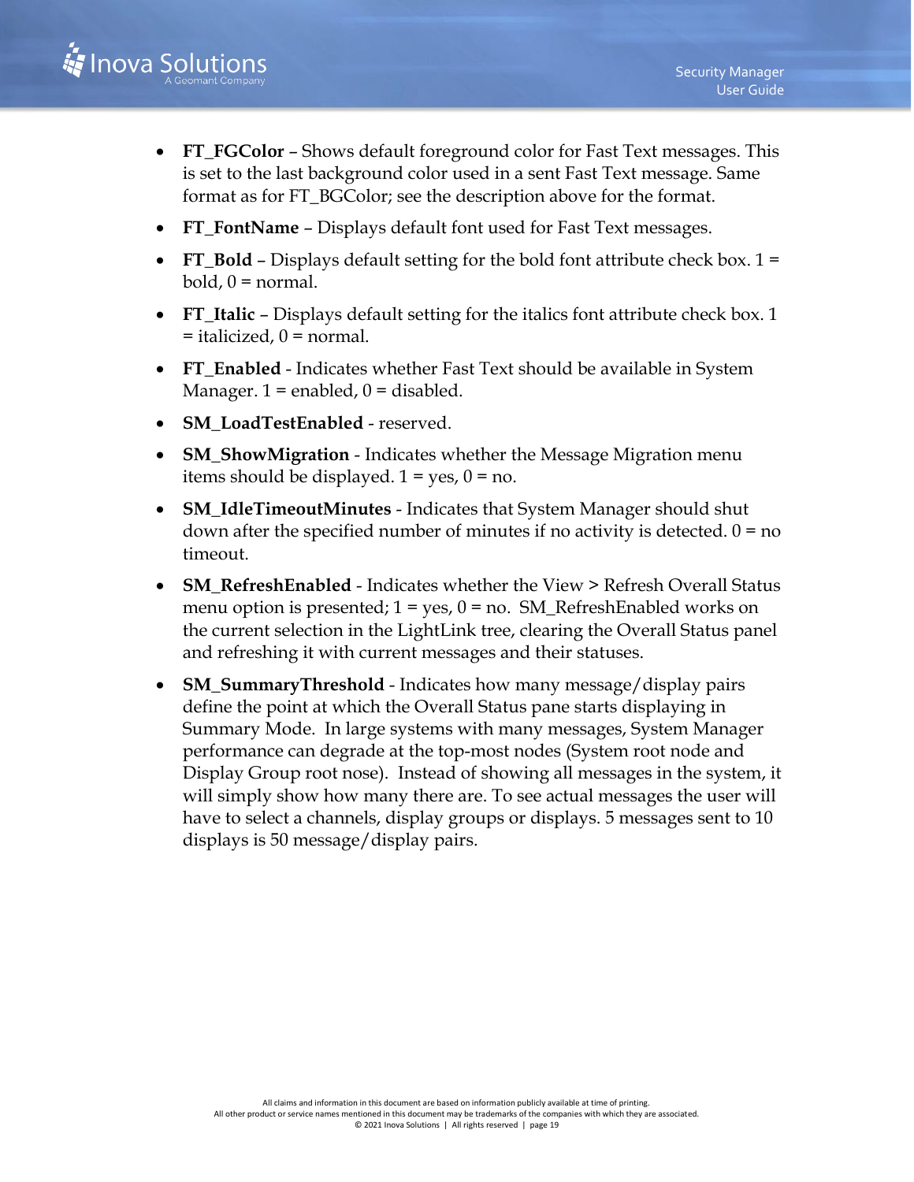- **FT_FGColor** – Shows default foreground color for Fast Text messages. This is set to the last background color used in a sent Fast Text message. Same format as for FT_BGColor; see the description above for the format.
- **FT_FontName** – Displays default font used for Fast Text messages.
- **FT_Bold** – Displays default setting for the bold font attribute check box. 1 = bold, 0 = normal.
- **FT_Italic** – Displays default setting for the italics font attribute check box. 1 = italicized, 0 = normal.
- **FT_Enabled** - Indicates whether Fast Text should be available in System Manager. 1 = enabled, 0 = disabled.
- **SM_LoadTestEnabled** - reserved.
- **SM_ShowMigration** - Indicates whether the Message Migration menu items should be displayed. 1 = yes, 0 = no.
- **SM_IdleTimeoutMinutes** - Indicates that System Manager should shut down after the specified number of minutes if no activity is detected. 0 = no timeout.
- **SM_RefreshEnabled** - Indicates whether the View > Refresh Overall Status menu option is presented; 1 = yes, 0 = no. SM_RefreshEnabled works on the current selection in the LightLink tree, clearing the Overall Status panel and refreshing it with current messages and their statuses.
- **SM_SummaryThreshold** - Indicates how many message/display pairs define the point at which the Overall Status pane starts displaying in Summary Mode. In large systems with many messages, System Manager performance can degrade at the top-most nodes (System root node and Display Group root nose). Instead of showing all messages in the system, it will simply show how many there are. To see actual messages the user will have to select a channels, display groups or displays. 5 messages sent to 10 displays is 50 message/display pairs.